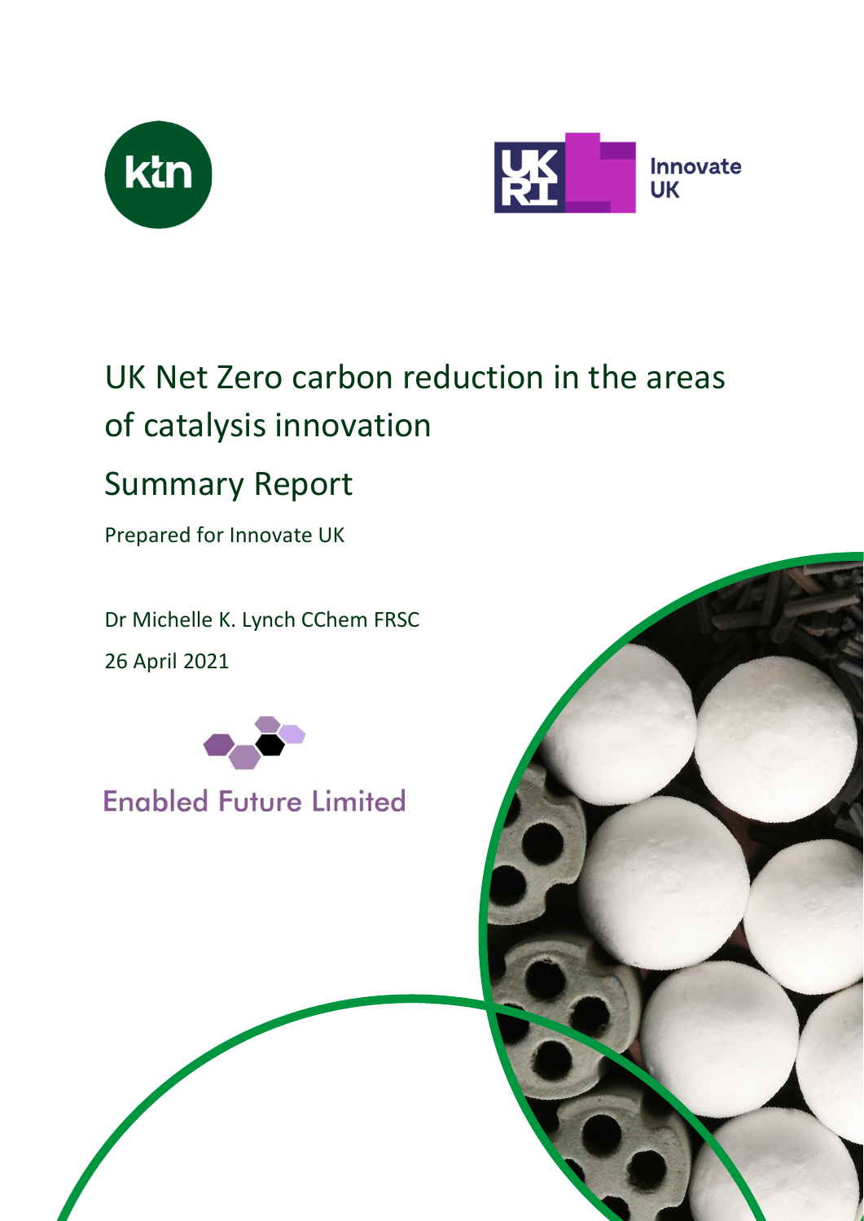# UK Net Zero carbon reduction in the areas of catalysis innovation

## Summary Report

Prepared for Innovate UK

Dr Michelle K. Lynch CChem FRSC

26 April 2021

Enabled Future Limited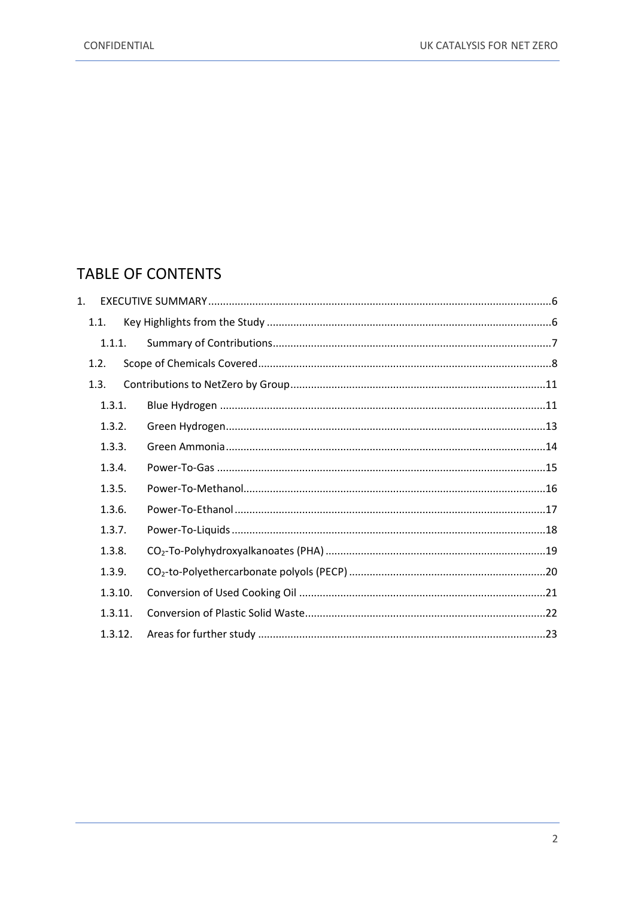# TABLE OF CONTENTS

1. EXECUTIVE SUMMARY ... 6
   - 1.1. Key Highlights from the Study ... 6
     - 1.1.1. Summary of Contributions ... 7
   - 1.2. Scope of Chemicals Covered ... 8
   - 1.3. Contributions to NetZero by Group ... 11
     - 1.3.1. Blue Hydrogen ... 11
     - 1.3.2. Green Hydrogen ... 13
     - 1.3.3. Green Ammonia ... 14
     - 1.3.4. Power-To-Gas ... 15
     - 1.3.5. Power-To-Methanol ... 16
     - 1.3.6. Power-To-Ethanol ... 17
     - 1.3.7. Power-To-Liquids ... 18
     - 1.3.8. $CO_2$-To-Polyhydroxyalkanoates (PHA) ... 19
     - 1.3.9. $CO_2$-to-Polyethercarbonate polyols (PECP) ... 20
     - 1.3.10. Conversion of Used Cooking Oil ... 21
     - 1.3.11. Conversion of Plastic Solid Waste ... 22
     - 1.3.12. Areas for further study ... 23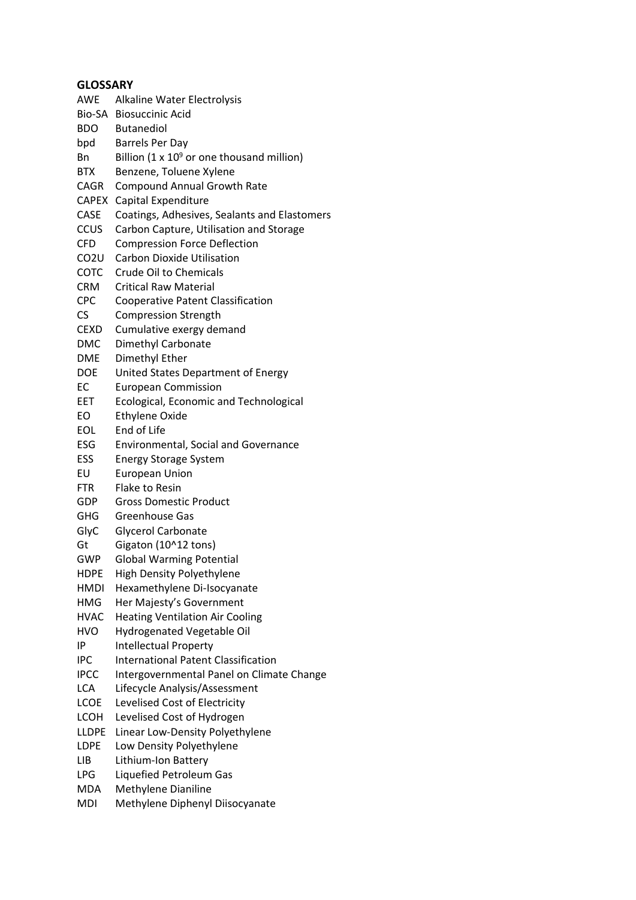**GLOSSARY**

| | |
|---|---|
| AWE | Alkaline Water Electrolysis |
| Bio-SA | Biosuccinic Acid |
| BDO | Butanediol |
| bpd | Barrels Per Day |
| Bn | Billion ($1 \times 10^9$ or one thousand million) |
| BTX | Benzene, Toluene Xylene |
| CAGR | Compound Annual Growth Rate |
| CAPEX | Capital Expenditure |
| CASE | Coatings, Adhesives, Sealants and Elastomers |
| CCUS | Carbon Capture, Utilisation and Storage |
| CFD | Compression Force Deflection |
| CO2U | Carbon Dioxide Utilisation |
| COTC | Crude Oil to Chemicals |
| CRM | Critical Raw Material |
| CPC | Cooperative Patent Classification |
| CS | Compression Strength |
| CEXD | Cumulative exergy demand |
| DMC | Dimethyl Carbonate |
| DME | Dimethyl Ether |
| DOE | United States Department of Energy |
| EC | European Commission |
| EET | Ecological, Economic and Technological |
| EO | Ethylene Oxide |
| EOL | End of Life |
| ESG | Environmental, Social and Governance |
| ESS | Energy Storage System |
| EU | European Union |
| FTR | Flake to Resin |
| GDP | Gross Domestic Product |
| GHG | Greenhouse Gas |
| GlyC | Glycerol Carbonate |
| Gt | Gigaton (10^12 tons) |
| GWP | Global Warming Potential |
| HDPE | High Density Polyethylene |
| HMDI | Hexamethylene Di-Isocyanate |
| HMG | Her Majesty's Government |
| HVAC | Heating Ventilation Air Cooling |
| HVO | Hydrogenated Vegetable Oil |
| IP | Intellectual Property |
| IPC | International Patent Classification |
| IPCC | Intergovernmental Panel on Climate Change |
| LCA | Lifecycle Analysis/Assessment |
| LCOE | Levelised Cost of Electricity |
| LCOH | Levelised Cost of Hydrogen |
| LLDPE | Linear Low-Density Polyethylene |
| LDPE | Low Density Polyethylene |
| LIB | Lithium-Ion Battery |
| LPG | Liquefied Petroleum Gas |
| MDA | Methylene Dianiline |
| MDI | Methylene Diphenyl Diisocyanate |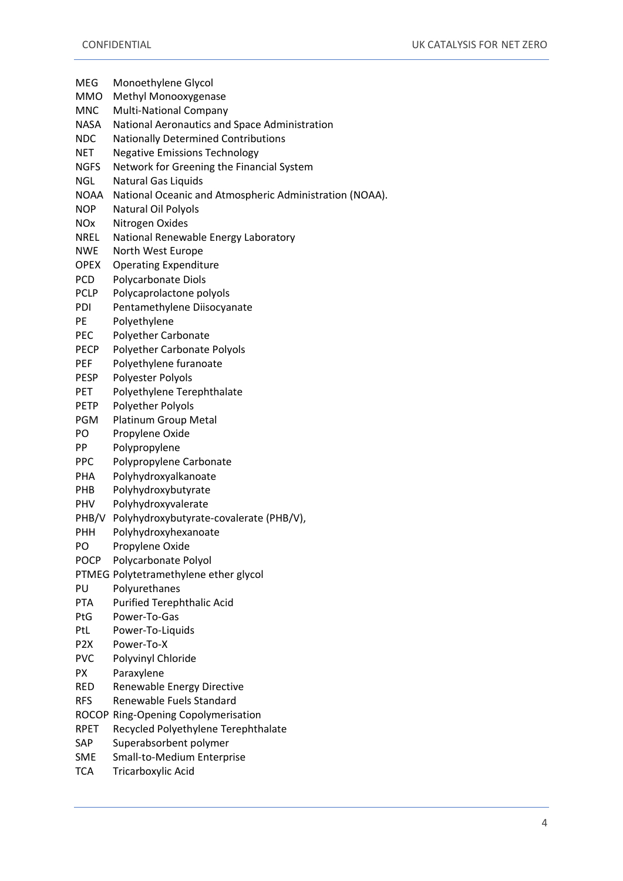| | |
|---|---|
| MEG | Monoethylene Glycol |
| MMO | Methyl Monooxygenase |
| MNC | Multi-National Company |
| NASA | National Aeronautics and Space Administration |
| NDC | Nationally Determined Contributions |
| NET | Negative Emissions Technology |
| NGFS | Network for Greening the Financial System |
| NGL | Natural Gas Liquids |
| NOAA | National Oceanic and Atmospheric Administration (NOAA). |
| NOP | Natural Oil Polyols |
| NOx | Nitrogen Oxides |
| NREL | National Renewable Energy Laboratory |
| NWE | North West Europe |
| OPEX | Operating Expenditure |
| PCD | Polycarbonate Diols |
| PCLP | Polycaprolactone polyols |
| PDI | Pentamethylene Diisocyanate |
| PE | Polyethylene |
| PEC | Polyether Carbonate |
| PECP | Polyether Carbonate Polyols |
| PEF | Polyethylene furanoate |
| PESP | Polyester Polyols |
| PET | Polyethylene Terephthalate |
| PETP | Polyether Polyols |
| PGM | Platinum Group Metal |
| PO | Propylene Oxide |
| PP | Polypropylene |
| PPC | Polypropylene Carbonate |
| PHA | Polyhydroxyalkanoate |
| PHB | Polyhydroxybutyrate |
| PHV | Polyhydroxyvalerate |
| PHB/V | Polyhydroxybutyrate-covalerate (PHB/V), |
| PHH | Polyhydroxyhexanoate |
| PO | Propylene Oxide |
| POCP | Polycarbonate Polyol |
| PTMEG | Polytetramethylene ether glycol |
| PU | Polyurethanes |
| PTA | Purified Terephthalic Acid |
| PtG | Power-To-Gas |
| PtL | Power-To-Liquids |
| P2X | Power-To-X |
| PVC | Polyvinyl Chloride |
| PX | Paraxylene |
| RED | Renewable Energy Directive |
| RFS | Renewable Fuels Standard |
| ROCOP | Ring-Opening Copolymerisation |
| RPET | Recycled Polyethylene Terephthalate |
| SAP | Superabsorbent polymer |
| SME | Small-to-Medium Enterprise |
| TCA | Tricarboxylic Acid |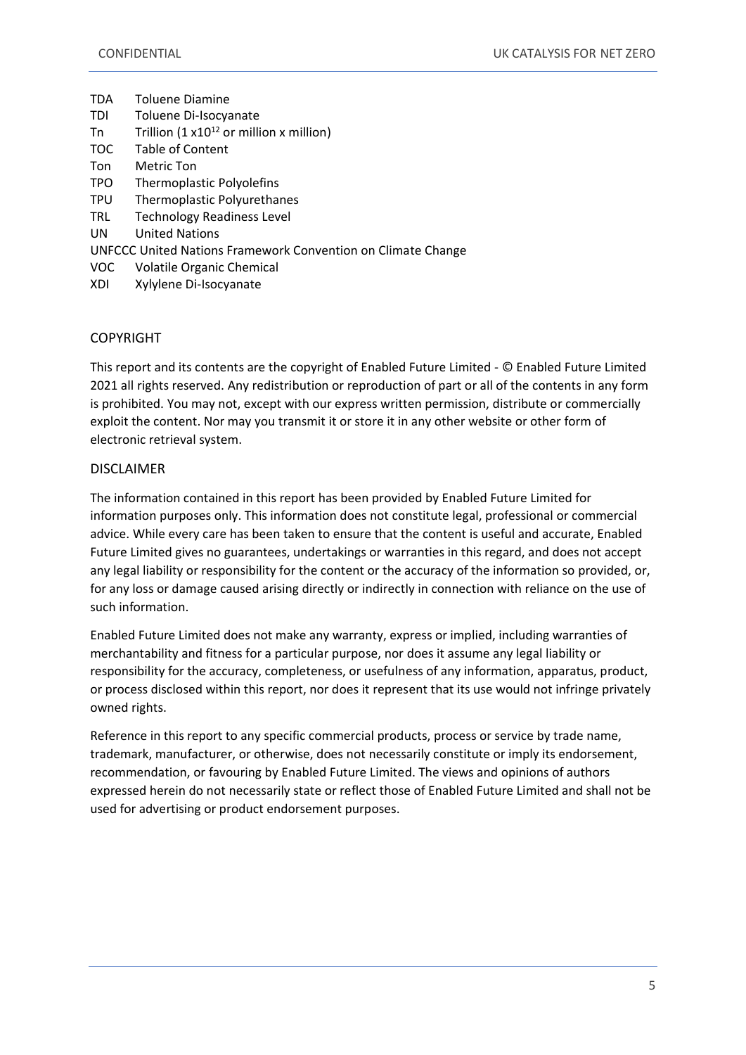TDA Toluene Diamine
TDI Toluene Di-Isocyanate
Tn Trillion ($1 \times 10^{12}$ or million x million)
TOC Table of Content
Ton Metric Ton
TPO Thermoplastic Polyolefins
TPU Thermoplastic Polyurethanes
TRL Technology Readiness Level
UN United Nations
UNFCCC United Nations Framework Convention on Climate Change
VOC Volatile Organic Chemical
XDI Xylylene Di-Isocyanate

## COPYRIGHT

This report and its contents are the copyright of Enabled Future Limited - © Enabled Future Limited 2021 all rights reserved. Any redistribution or reproduction of part or all of the contents in any form is prohibited. You may not, except with our express written permission, distribute or commercially exploit the content. Nor may you transmit it or store it in any other website or other form of electronic retrieval system.

## DISCLAIMER

The information contained in this report has been provided by Enabled Future Limited for information purposes only. This information does not constitute legal, professional or commercial advice. While every care has been taken to ensure that the content is useful and accurate, Enabled Future Limited gives no guarantees, undertakings or warranties in this regard, and does not accept any legal liability or responsibility for the content or the accuracy of the information so provided, or, for any loss or damage caused arising directly or indirectly in connection with reliance on the use of such information.

Enabled Future Limited does not make any warranty, express or implied, including warranties of merchantability and fitness for a particular purpose, nor does it assume any legal liability or responsibility for the accuracy, completeness, or usefulness of any information, apparatus, product, or process disclosed within this report, nor does it represent that its use would not infringe privately owned rights.

Reference in this report to any specific commercial products, process or service by trade name, trademark, manufacturer, or otherwise, does not necessarily constitute or imply its endorsement, recommendation, or favouring by Enabled Future Limited. The views and opinions of authors expressed herein do not necessarily state or reflect those of Enabled Future Limited and shall not be used for advertising or product endorsement purposes.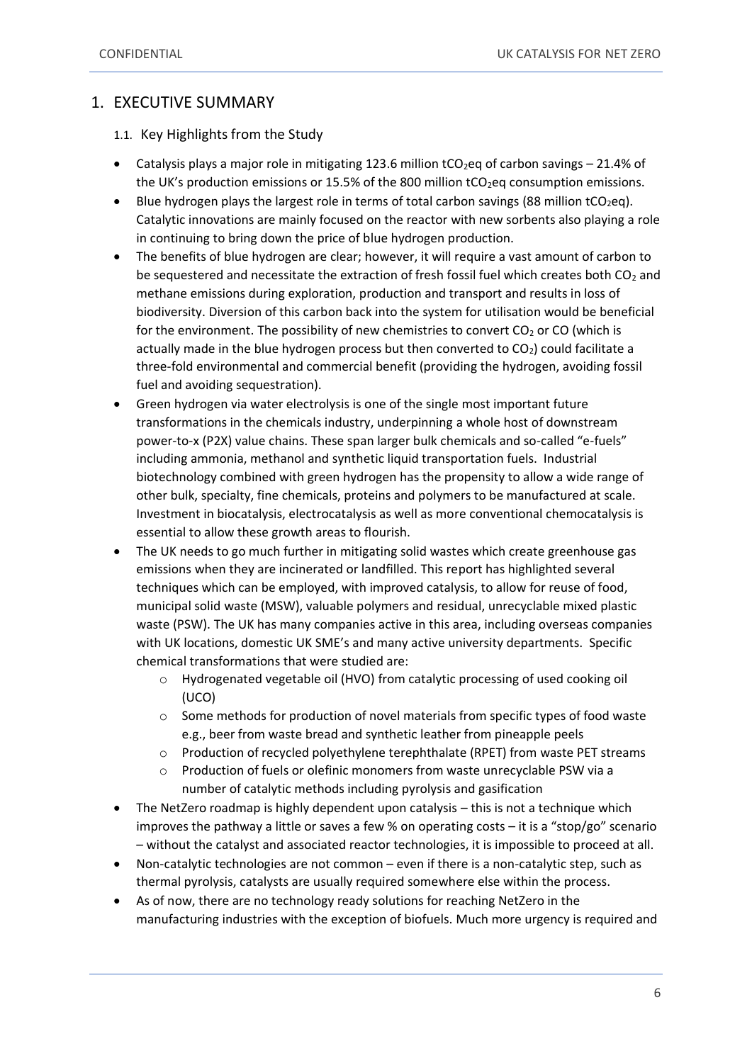# 1. EXECUTIVE SUMMARY

## 1.1. Key Highlights from the Study

- Catalysis plays a major role in mitigating 123.6 million $tCO_2eq$ of carbon savings – 21.4% of the UK's production emissions or 15.5% of the 800 million $tCO_2eq$ consumption emissions.
- Blue hydrogen plays the largest role in terms of total carbon savings (88 million $tCO_2eq$). Catalytic innovations are mainly focused on the reactor with new sorbents also playing a role in continuing to bring down the price of blue hydrogen production.
- The benefits of blue hydrogen are clear; however, it will require a vast amount of carbon to be sequestered and necessitate the extraction of fresh fossil fuel which creates both $CO_2$ and methane emissions during exploration, production and transport and results in loss of biodiversity. Diversion of this carbon back into the system for utilisation would be beneficial for the environment. The possibility of new chemistries to convert $CO_2$ or CO (which is actually made in the blue hydrogen process but then converted to $CO_2$) could facilitate a three-fold environmental and commercial benefit (providing the hydrogen, avoiding fossil fuel and avoiding sequestration).
- Green hydrogen via water electrolysis is one of the single most important future transformations in the chemicals industry, underpinning a whole host of downstream power-to-x (P2X) value chains. These span larger bulk chemicals and so-called "e-fuels" including ammonia, methanol and synthetic liquid transportation fuels. Industrial biotechnology combined with green hydrogen has the propensity to allow a wide range of other bulk, specialty, fine chemicals, proteins and polymers to be manufactured at scale. Investment in biocatalysis, electrocatalysis as well as more conventional chemocatalysis is essential to allow these growth areas to flourish.
- The UK needs to go much further in mitigating solid wastes which create greenhouse gas emissions when they are incinerated or landfilled. This report has highlighted several techniques which can be employed, with improved catalysis, to allow for reuse of food, municipal solid waste (MSW), valuable polymers and residual, unrecyclable mixed plastic waste (PSW). The UK has many companies active in this area, including overseas companies with UK locations, domestic UK SME's and many active university departments. Specific chemical transformations that were studied are:
  - Hydrogenated vegetable oil (HVO) from catalytic processing of used cooking oil (UCO)
  - Some methods for production of novel materials from specific types of food waste e.g., beer from waste bread and synthetic leather from pineapple peels
  - Production of recycled polyethylene terephthalate (RPET) from waste PET streams
  - Production of fuels or olefinic monomers from waste unrecyclable PSW via a number of catalytic methods including pyrolysis and gasification
- The NetZero roadmap is highly dependent upon catalysis – this is not a technique which improves the pathway a little or saves a few % on operating costs – it is a "stop/go" scenario – without the catalyst and associated reactor technologies, it is impossible to proceed at all.
- Non-catalytic technologies are not common – even if there is a non-catalytic step, such as thermal pyrolysis, catalysts are usually required somewhere else within the process.
- As of now, there are no technology ready solutions for reaching NetZero in the manufacturing industries with the exception of biofuels. Much more urgency is required and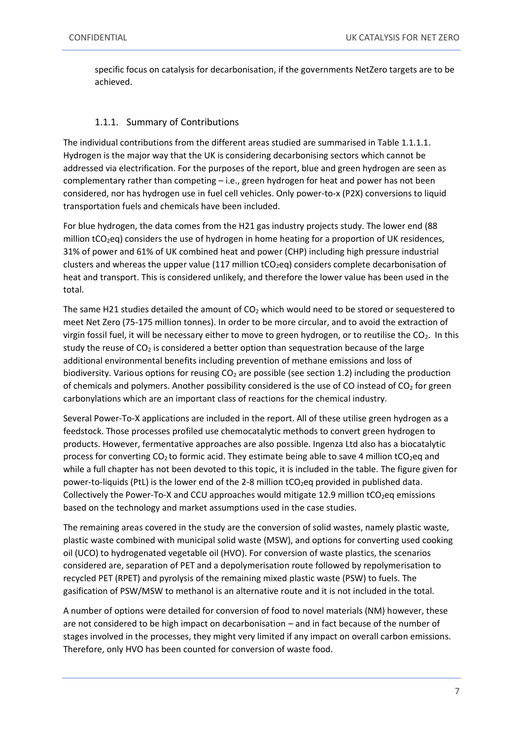specific focus on catalysis for decarbonisation, if the governments NetZero targets are to be achieved.

### 1.1.1. Summary of Contributions

The individual contributions from the different areas studied are summarised in Table 1.1.1.1. Hydrogen is the major way that the UK is considering decarbonising sectors which cannot be addressed via electrification. For the purposes of the report, blue and green hydrogen are seen as complementary rather than competing – i.e., green hydrogen for heat and power has not been considered, nor has hydrogen use in fuel cell vehicles. Only power-to-x (P2X) conversions to liquid transportation fuels and chemicals have been included.

For blue hydrogen, the data comes from the H21 gas industry projects study. The lower end (88 million $tCO_2eq$) considers the use of hydrogen in home heating for a proportion of UK residences, 31% of power and 61% of UK combined heat and power (CHP) including high pressure industrial clusters and whereas the upper value (117 million $tCO_2eq$) considers complete decarbonisation of heat and transport. This is considered unlikely, and therefore the lower value has been used in the total.

The same H21 studies detailed the amount of $CO_2$ which would need to be stored or sequestered to meet Net Zero (75-175 million tonnes). In order to be more circular, and to avoid the extraction of virgin fossil fuel, it will be necessary either to move to green hydrogen, or to reutilise the $CO_2$. In this study the reuse of $CO_2$ is considered a better option than sequestration because of the large additional environmental benefits including prevention of methane emissions and loss of biodiversity. Various options for reusing $CO_2$ are possible (see section 1.2) including the production of chemicals and polymers. Another possibility considered is the use of CO instead of $CO_2$ for green carbonylations which are an important class of reactions for the chemical industry.

Several Power-To-X applications are included in the report. All of these utilise green hydrogen as a feedstock. Those processes profiled use chemocatalytic methods to convert green hydrogen to products. However, fermentative approaches are also possible. Ingenza Ltd also has a biocatalytic process for converting $CO_2$ to formic acid. They estimate being able to save 4 million $tCO_2eq$ and while a full chapter has not been devoted to this topic, it is included in the table. The figure given for power-to-liquids (PtL) is the lower end of the 2-8 million $tCO_2eq$ provided in published data. Collectively the Power-To-X and CCU approaches would mitigate 12.9 million $tCO_2eq$ emissions based on the technology and market assumptions used in the case studies.

The remaining areas covered in the study are the conversion of solid wastes, namely plastic waste, plastic waste combined with municipal solid waste (MSW), and options for converting used cooking oil (UCO) to hydrogenated vegetable oil (HVO). For conversion of waste plastics, the scenarios considered are, separation of PET and a depolymerisation route followed by repolymerisation to recycled PET (RPET) and pyrolysis of the remaining mixed plastic waste (PSW) to fuels. The gasification of PSW/MSW to methanol is an alternative route and it is not included in the total.

A number of options were detailed for conversion of food to novel materials (NM) however, these are not considered to be high impact on decarbonisation – and in fact because of the number of stages involved in the processes, they might very limited if any impact on overall carbon emissions. Therefore, only HVO has been counted for conversion of waste food.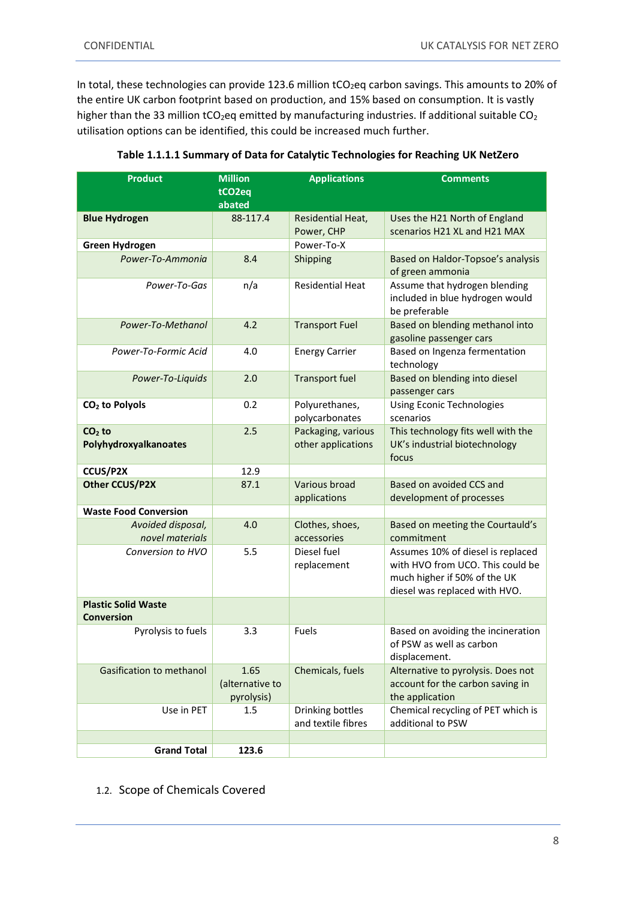In total, these technologies can provide 123.6 million $tCO_2eq$ carbon savings. This amounts to 20% of the entire UK carbon footprint based on production, and 15% based on consumption. It is vastly higher than the 33 million $tCO_2eq$ emitted by manufacturing industries. If additional suitable $CO_2$ utilisation options can be identified, this could be increased much further.

**Table 1.1.1.1 Summary of Data for Catalytic Technologies for Reaching UK NetZero**

| Product | Million tCO2eq abated | Applications | Comments |
|---|---|---|---|
| **Blue Hydrogen** | 88-117.4 | Residential Heat, Power, CHP | Uses the H21 North of England scenarios H21 XL and H21 MAX |
| **Green Hydrogen** | | Power-To-X | |
| *Power-To-Ammonia* | 8.4 | Shipping | Based on Haldor-Topsoe's analysis of green ammonia |
| *Power-To-Gas* | n/a | Residential Heat | Assume that hydrogen blending included in blue hydrogen would be preferable |
| *Power-To-Methanol* | 4.2 | Transport Fuel | Based on blending methanol into gasoline passenger cars |
| *Power-To-Formic Acid* | 4.0 | Energy Carrier | Based on Ingenza fermentation technology |
| *Power-To-Liquids* | 2.0 | Transport fuel | Based on blending into diesel passenger cars |
| **$CO_2$ to Polyols** | 0.2 | Polyurethanes, polycarbonates | Using Econic Technologies scenarios |
| **$CO_2$ to Polyhydroxyalkanoates** | 2.5 | Packaging, various other applications | This technology fits well with the UK's industrial biotechnology focus |
| **CCUS/P2X** | 12.9 | | |
| **Other CCUS/P2X** | 87.1 | Various broad applications | Based on avoided CCS and development of processes |
| **Waste Food Conversion** | | | |
| *Avoided disposal, novel materials* | 4.0 | Clothes, shoes, accessories | Based on meeting the Courtauld's commitment |
| *Conversion to HVO* | 5.5 | Diesel fuel replacement | Assumes 10% of diesel is replaced with HVO from UCO. This could be much higher if 50% of the UK diesel was replaced with HVO. |
| **Plastic Solid Waste Conversion** | | | |
| Pyrolysis to fuels | 3.3 | Fuels | Based on avoiding the incineration of PSW as well as carbon displacement. |
| Gasification to methanol | 1.65 (alternative to pyrolysis) | Chemicals, fuels | Alternative to pyrolysis. Does not account for the carbon saving in the application |
| Use in PET | 1.5 | Drinking bottles and textile fibres | Chemical recycling of PET which is additional to PSW |
| | | | |
| **Grand Total** | **123.6** | | |

## 1.2. Scope of Chemicals Covered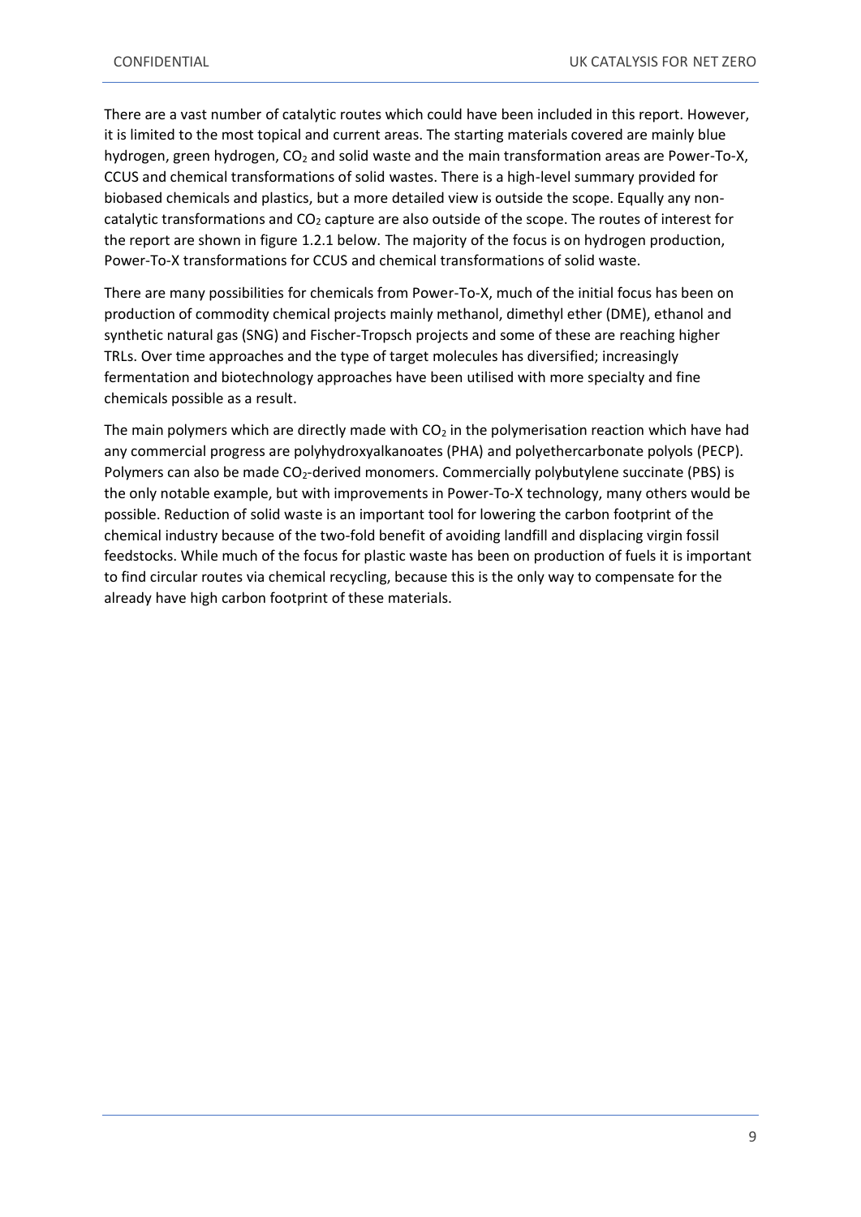There are a vast number of catalytic routes which could have been included in this report. However, it is limited to the most topical and current areas. The starting materials covered are mainly blue hydrogen, green hydrogen, $CO_2$ and solid waste and the main transformation areas are Power-To-X, CCUS and chemical transformations of solid wastes. There is a high-level summary provided for biobased chemicals and plastics, but a more detailed view is outside the scope. Equally any non-catalytic transformations and $CO_2$ capture are also outside of the scope. The routes of interest for the report are shown in figure 1.2.1 below. The majority of the focus is on hydrogen production, Power-To-X transformations for CCUS and chemical transformations of solid waste.

There are many possibilities for chemicals from Power-To-X, much of the initial focus has been on production of commodity chemical projects mainly methanol, dimethyl ether (DME), ethanol and synthetic natural gas (SNG) and Fischer-Tropsch projects and some of these are reaching higher TRLs. Over time approaches and the type of target molecules has diversified; increasingly fermentation and biotechnology approaches have been utilised with more specialty and fine chemicals possible as a result.

The main polymers which are directly made with $CO_2$ in the polymerisation reaction which have had any commercial progress are polyhydroxyalkanoates (PHA) and polyethercarbonate polyols (PECP). Polymers can also be made $CO_2$-derived monomers. Commercially polybutylene succinate (PBS) is the only notable example, but with improvements in Power-To-X technology, many others would be possible. Reduction of solid waste is an important tool for lowering the carbon footprint of the chemical industry because of the two-fold benefit of avoiding landfill and displacing virgin fossil feedstocks. While much of the focus for plastic waste has been on production of fuels it is important to find circular routes via chemical recycling, because this is the only way to compensate for the already have high carbon footprint of these materials.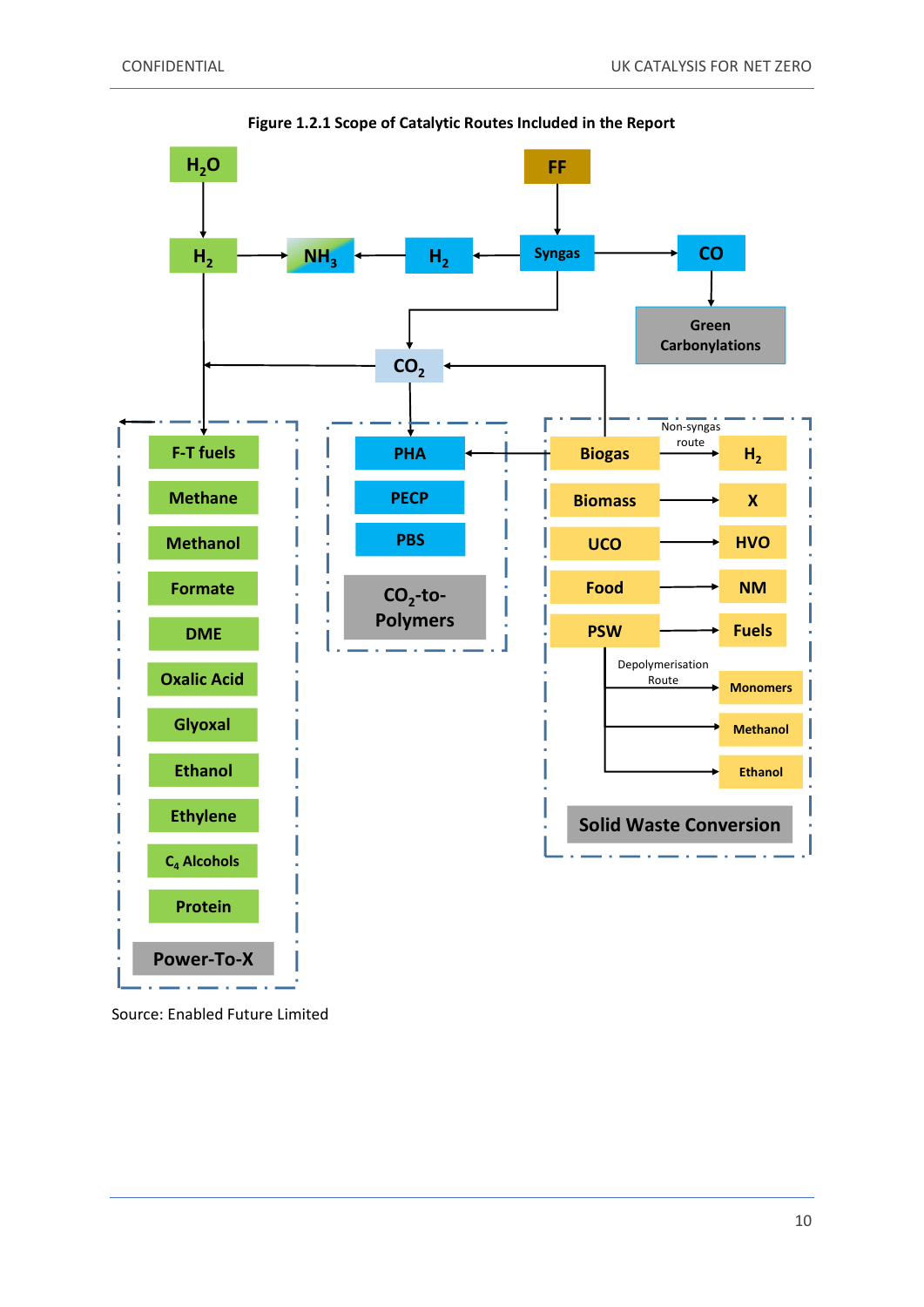**Figure 1.2.1 Scope of Catalytic Routes Included in the Report**

$H_2O$ → $H_2$ → $NH_3$ ← $H_2$ ← Syngas ← FF

Syngas → CO → Green Carbonylations

Syngas → $CO_2$

$H_2$ → F-T fuels

$CO_2$ → $H_2$ → Power-To-X

$CO_2$ → PHA

Biogas → $CO_2$

Biogas → PHA

**Power-To-X**

- F-T fuels
- Methane
- Methanol
- Formate
- DME
- Oxalic Acid
- Glyoxal
- Ethanol
- Ethylene
- $C_4$ Alcohols
- Protein

**$CO_2$-to-Polymers**

- PHA
- PECP
- PBS

**Solid Waste Conversion**

- Biogas → $H_2$ (Non-syngas route)
- Biomass → X
- UCO → HVO
- Food → NM
- PSW → Fuels
- PSW → Monomers (Depolymerisation Route)
- PSW → Methanol
- PSW → Ethanol

Source: Enabled Future Limited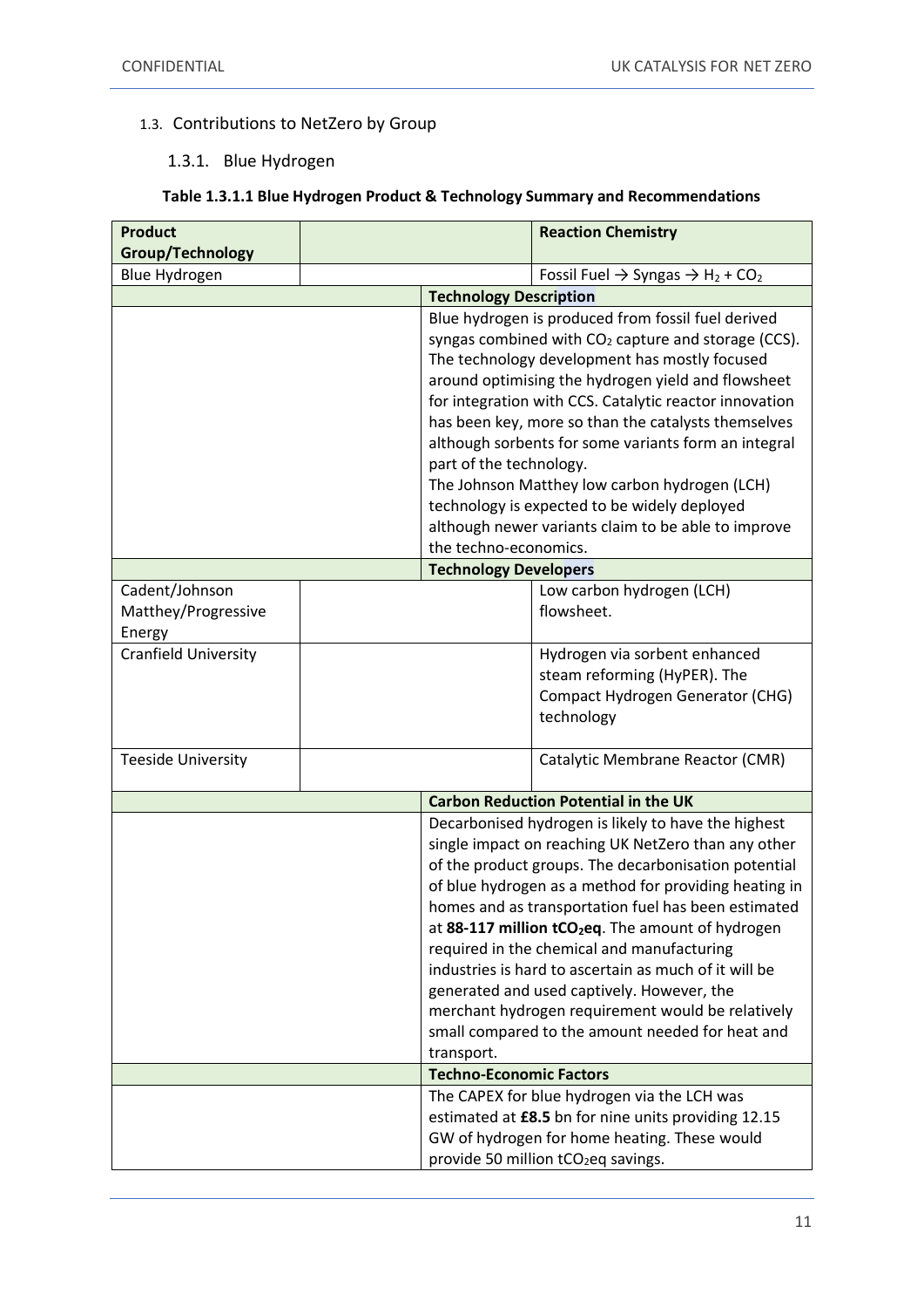### 1.3. Contributions to NetZero by Group

#### 1.3.1. Blue Hydrogen

**Table 1.3.1.1 Blue Hydrogen Product & Technology Summary and Recommendations**

| **Product Group/Technology** | | **Reaction Chemistry** |
|---|---|---|
| Blue Hydrogen | | Fossil Fuel → Syngas → $H_2$ + $CO_2$ |
| | **Technology Description** | |
| | Blue hydrogen is produced from fossil fuel derived syngas combined with $CO_2$ capture and storage (CCS). The technology development has mostly focused around optimising the hydrogen yield and flowsheet for integration with CCS. Catalytic reactor innovation has been key, more so than the catalysts themselves although sorbents for some variants form an integral part of the technology.<br>The Johnson Matthey low carbon hydrogen (LCH) technology is expected to be widely deployed although newer variants claim to be able to improve the techno-economics. | |
| | **Technology Developers** | |
| Cadent/Johnson Matthey/Progressive Energy | | Low carbon hydrogen (LCH) flowsheet. |
| Cranfield University | | Hydrogen via sorbent enhanced steam reforming (HyPER). The Compact Hydrogen Generator (CHG) technology |
| Teeside University | | Catalytic Membrane Reactor (CMR) |
| | **Carbon Reduction Potential in the UK** | |
| | Decarbonised hydrogen is likely to have the highest single impact on reaching UK NetZero than any other of the product groups. The decarbonisation potential of blue hydrogen as a method for providing heating in homes and as transportation fuel has been estimated at **88-117 million t$CO_2$eq**. The amount of hydrogen required in the chemical and manufacturing industries is hard to ascertain as much of it will be generated and used captively. However, the merchant hydrogen requirement would be relatively small compared to the amount needed for heat and transport. | |
| | **Techno-Economic Factors** | |
| | The CAPEX for blue hydrogen via the LCH was estimated at **£8.5** bn for nine units providing 12.15 GW of hydrogen for home heating. These would provide 50 million t$CO_2$eq savings. | |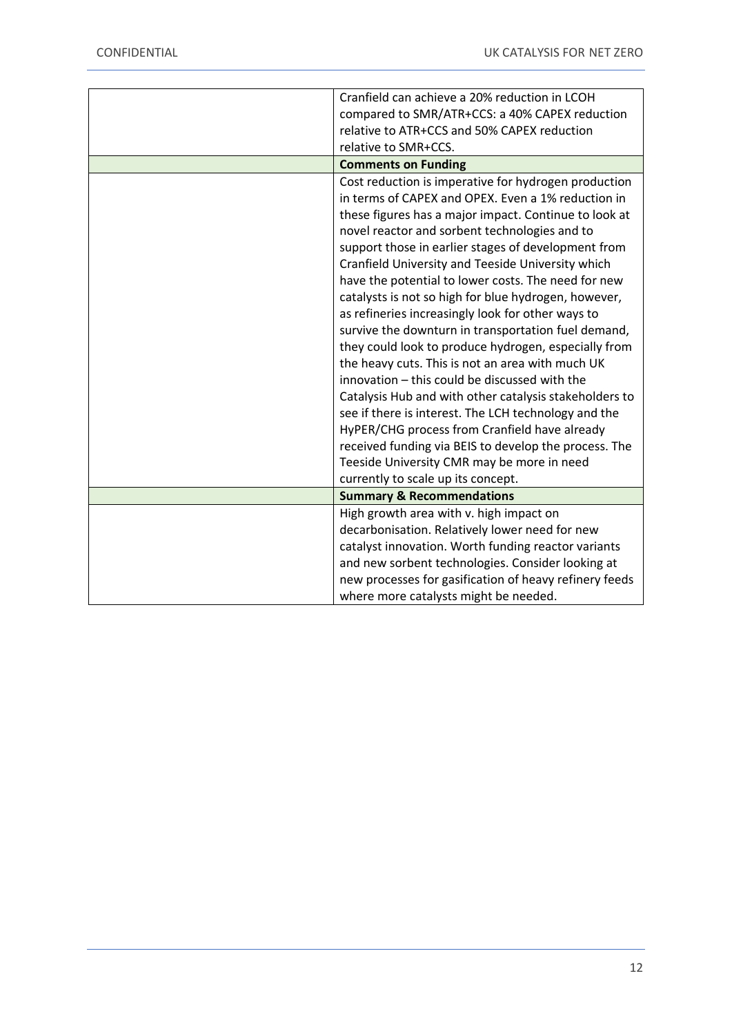| | |
|---|---|
| | Cranfield can achieve a 20% reduction in LCOH compared to SMR/ATR+CCS: a 40% CAPEX reduction relative to ATR+CCS and 50% CAPEX reduction relative to SMR+CCS. |
| | **Comments on Funding** |
| | Cost reduction is imperative for hydrogen production in terms of CAPEX and OPEX. Even a 1% reduction in these figures has a major impact. Continue to look at novel reactor and sorbent technologies and to support those in earlier stages of development from Cranfield University and Teeside University which have the potential to lower costs. The need for new catalysts is not so high for blue hydrogen, however, as refineries increasingly look for other ways to survive the downturn in transportation fuel demand, they could look to produce hydrogen, especially from the heavy cuts. This is not an area with much UK innovation – this could be discussed with the Catalysis Hub and with other catalysis stakeholders to see if there is interest. The LCH technology and the HyPER/CHG process from Cranfield have already received funding via BEIS to develop the process. The Teeside University CMR may be more in need currently to scale up its concept. |
| | **Summary & Recommendations** |
| | High growth area with v. high impact on decarbonisation. Relatively lower need for new catalyst innovation. Worth funding reactor variants and new sorbent technologies. Consider looking at new processes for gasification of heavy refinery feeds where more catalysts might be needed. |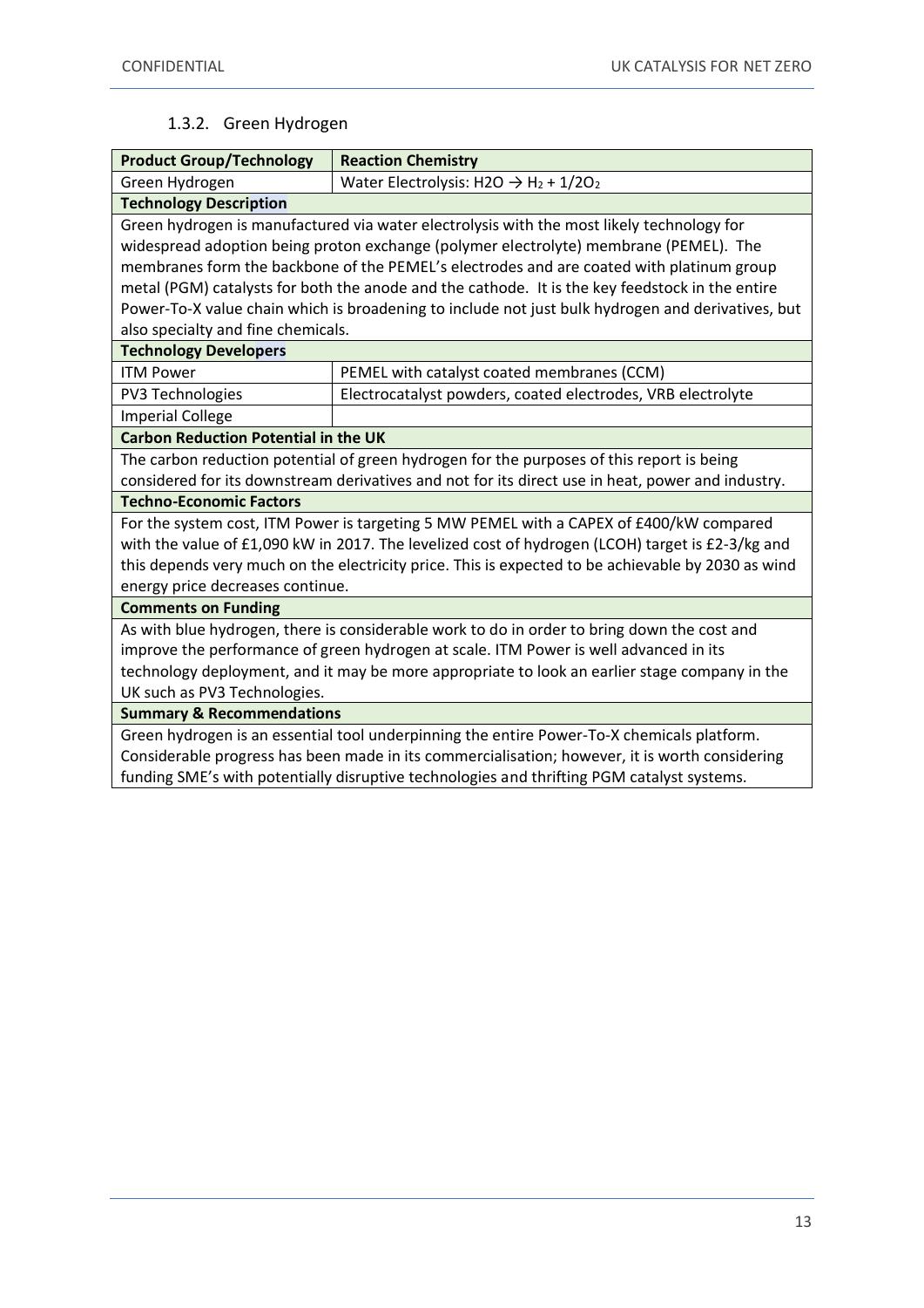### 1.3.2. Green Hydrogen

| Product Group/Technology | Reaction Chemistry |
|---|---|
| Green Hydrogen | Water Electrolysis: $H2O \rightarrow H_2 + 1/2O_2$ |
| **Technology Description** | |
| Green hydrogen is manufactured via water electrolysis with the most likely technology for widespread adoption being proton exchange (polymer electrolyte) membrane (PEMEL). The membranes form the backbone of the PEMEL's electrodes and are coated with platinum group metal (PGM) catalysts for both the anode and the cathode. It is the key feedstock in the entire Power-To-X value chain which is broadening to include not just bulk hydrogen and derivatives, but also specialty and fine chemicals. | |
| **Technology Developers** | |
| ITM Power | PEMEL with catalyst coated membranes (CCM) |
| PV3 Technologies | Electrocatalyst powders, coated electrodes, VRB electrolyte |
| Imperial College | |
| **Carbon Reduction Potential in the UK** | |
| The carbon reduction potential of green hydrogen for the purposes of this report is being considered for its downstream derivatives and not for its direct use in heat, power and industry. | |
| **Techno-Economic Factors** | |
| For the system cost, ITM Power is targeting 5 MW PEMEL with a CAPEX of £400/kW compared with the value of £1,090 kW in 2017. The levelized cost of hydrogen (LCOH) target is £2-3/kg and this depends very much on the electricity price. This is expected to be achievable by 2030 as wind energy price decreases continue. | |
| **Comments on Funding** | |
| As with blue hydrogen, there is considerable work to do in order to bring down the cost and improve the performance of green hydrogen at scale. ITM Power is well advanced in its technology deployment, and it may be more appropriate to look an earlier stage company in the UK such as PV3 Technologies. | |
| **Summary & Recommendations** | |
| Green hydrogen is an essential tool underpinning the entire Power-To-X chemicals platform. Considerable progress has been made in its commercialisation; however, it is worth considering funding SME's with potentially disruptive technologies and thrifting PGM catalyst systems. | |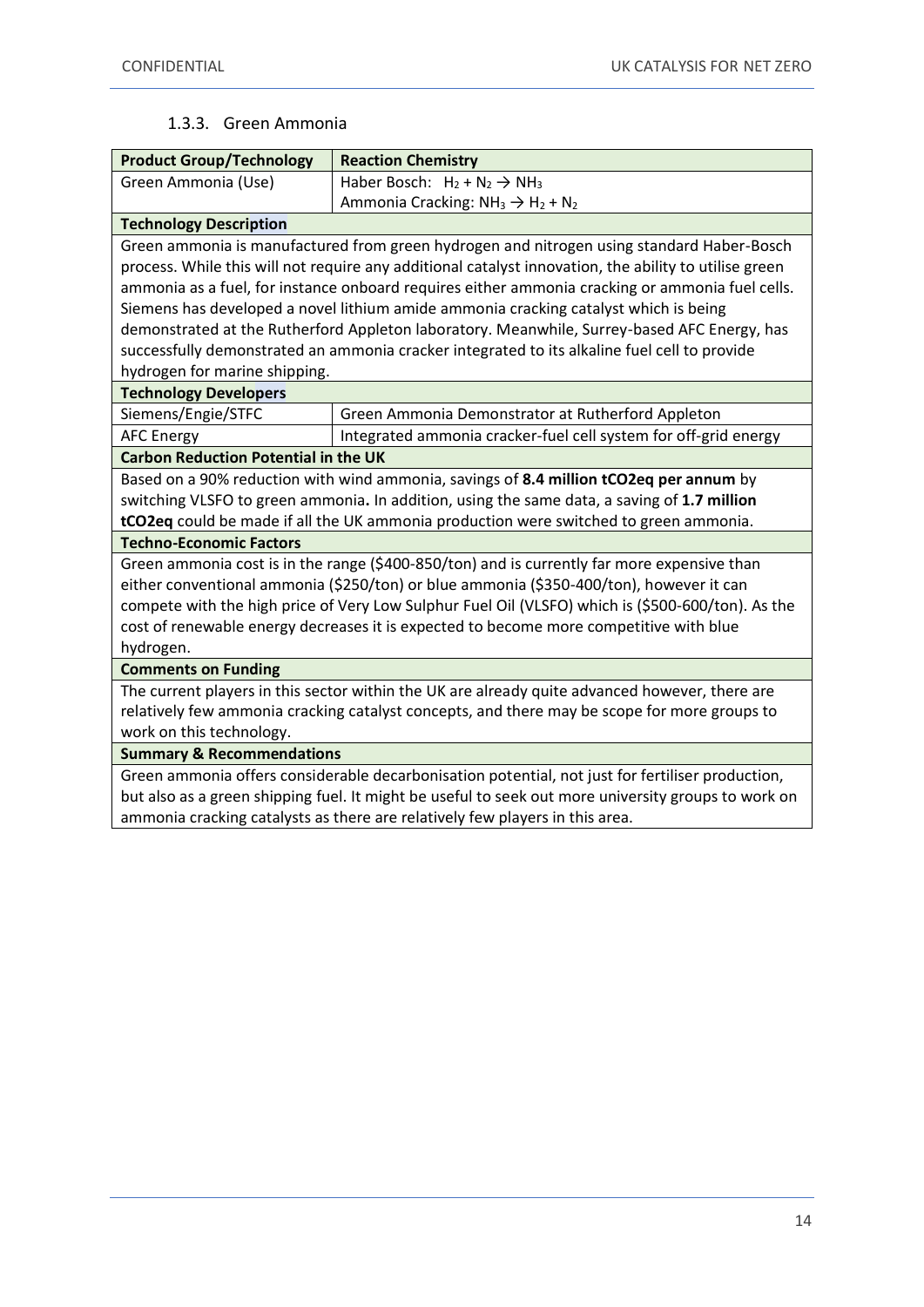### 1.3.3. Green Ammonia

| Product Group/Technology | Reaction Chemistry |
|---|---|
| Green Ammonia (Use) | Haber Bosch: $H_2 + N_2 \rightarrow NH_3$<br>Ammonia Cracking: $NH_3 \rightarrow H_2 + N_2$ |
| **Technology Description** | |
| Green ammonia is manufactured from green hydrogen and nitrogen using standard Haber-Bosch process. While this will not require any additional catalyst innovation, the ability to utilise green ammonia as a fuel, for instance onboard requires either ammonia cracking or ammonia fuel cells. Siemens has developed a novel lithium amide ammonia cracking catalyst which is being demonstrated at the Rutherford Appleton laboratory. Meanwhile, Surrey-based AFC Energy, has successfully demonstrated an ammonia cracker integrated to its alkaline fuel cell to provide hydrogen for marine shipping. | |
| **Technology Developers** | |
| Siemens/Engie/STFC | Green Ammonia Demonstrator at Rutherford Appleton |
| AFC Energy | Integrated ammonia cracker-fuel cell system for off-grid energy |
| **Carbon Reduction Potential in the UK** | |
| Based on a 90% reduction with wind ammonia, savings of **8.4 million tCO2eq per annum** by switching VLSFO to green ammonia**.** In addition, using the same data, a saving of **1.7 million tCO2eq** could be made if all the UK ammonia production were switched to green ammonia. | |
| **Techno-Economic Factors** | |
| Green ammonia cost is in the range ($400-850/ton) and is currently far more expensive than either conventional ammonia ($250/ton) or blue ammonia ($350-400/ton), however it can compete with the high price of Very Low Sulphur Fuel Oil (VLSFO) which is ($500-600/ton). As the cost of renewable energy decreases it is expected to become more competitive with blue hydrogen. | |
| **Comments on Funding** | |
| The current players in this sector within the UK are already quite advanced however, there are relatively few ammonia cracking catalyst concepts, and there may be scope for more groups to work on this technology. | |
| **Summary & Recommendations** | |
| Green ammonia offers considerable decarbonisation potential, not just for fertiliser production, but also as a green shipping fuel. It might be useful to seek out more university groups to work on ammonia cracking catalysts as there are relatively few players in this area. | |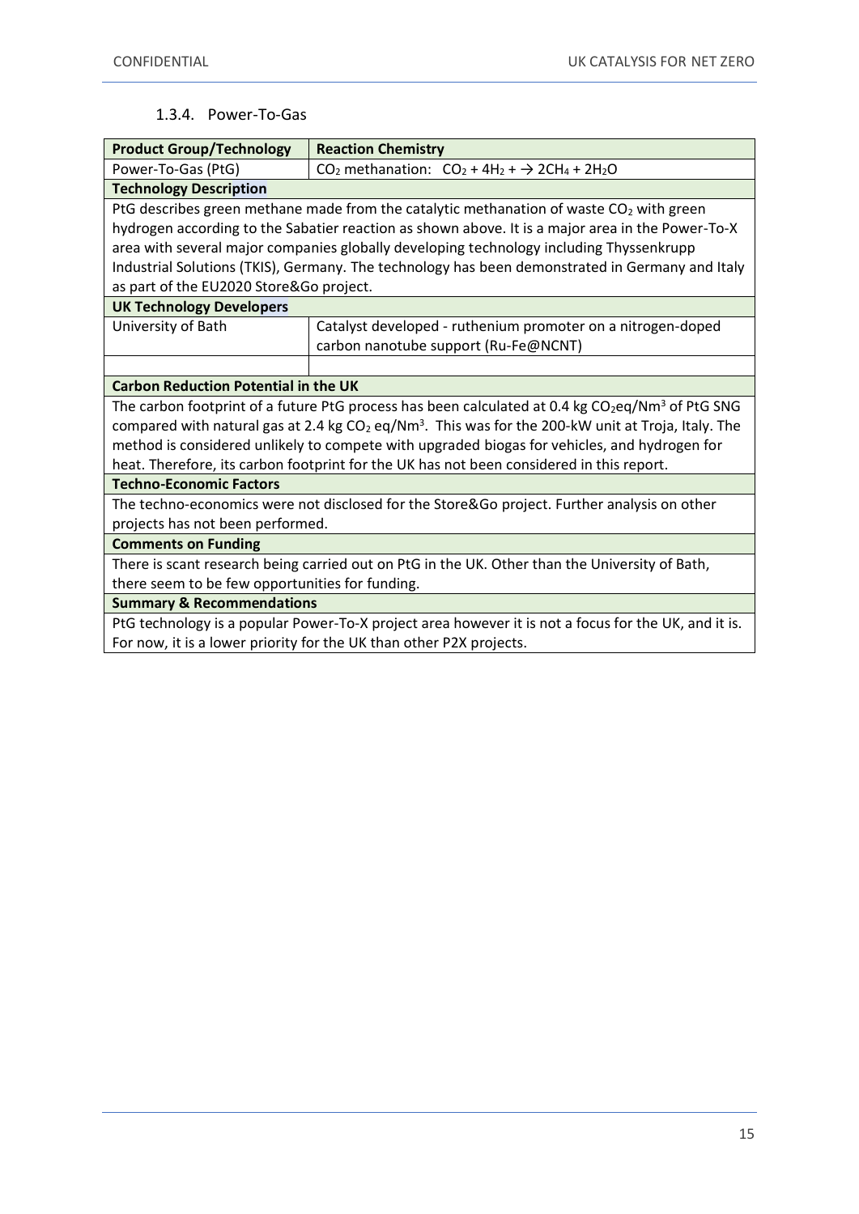### 1.3.4. Power-To-Gas

| Product Group/Technology | Reaction Chemistry |
|---|---|
| Power-To-Gas (PtG) | $CO_2$ methanation: $CO_2 + 4H_2 + \rightarrow 2CH_4 + 2H_2O$ |
| **Technology Description** | |
| PtG describes green methane made from the catalytic methanation of waste $CO_2$ with green hydrogen according to the Sabatier reaction as shown above. It is a major area in the Power-To-X area with several major companies globally developing technology including Thyssenkrupp Industrial Solutions (TKIS), Germany. The technology has been demonstrated in Germany and Italy as part of the EU2020 Store&Go project. | |
| **UK Technology Developers** | |
| University of Bath | Catalyst developed - ruthenium promoter on a nitrogen-doped carbon nanotube support (Ru-Fe@NCNT) |
| | |
| **Carbon Reduction Potential in the UK** | |
| The carbon footprint of a future PtG process has been calculated at 0.4 kg $CO_2eq/Nm^3$ of PtG SNG compared with natural gas at 2.4 kg $CO_2$ $eq/Nm^3$. This was for the 200-kW unit at Troja, Italy. The method is considered unlikely to compete with upgraded biogas for vehicles, and hydrogen for heat. Therefore, its carbon footprint for the UK has not been considered in this report. | |
| **Techno-Economic Factors** | |
| The techno-economics were not disclosed for the Store&Go project. Further analysis on other projects has not been performed. | |
| **Comments on Funding** | |
| There is scant research being carried out on PtG in the UK. Other than the University of Bath, there seem to be few opportunities for funding. | |
| **Summary & Recommendations** | |
| PtG technology is a popular Power-To-X project area however it is not a focus for the UK, and it is. For now, it is a lower priority for the UK than other P2X projects. | |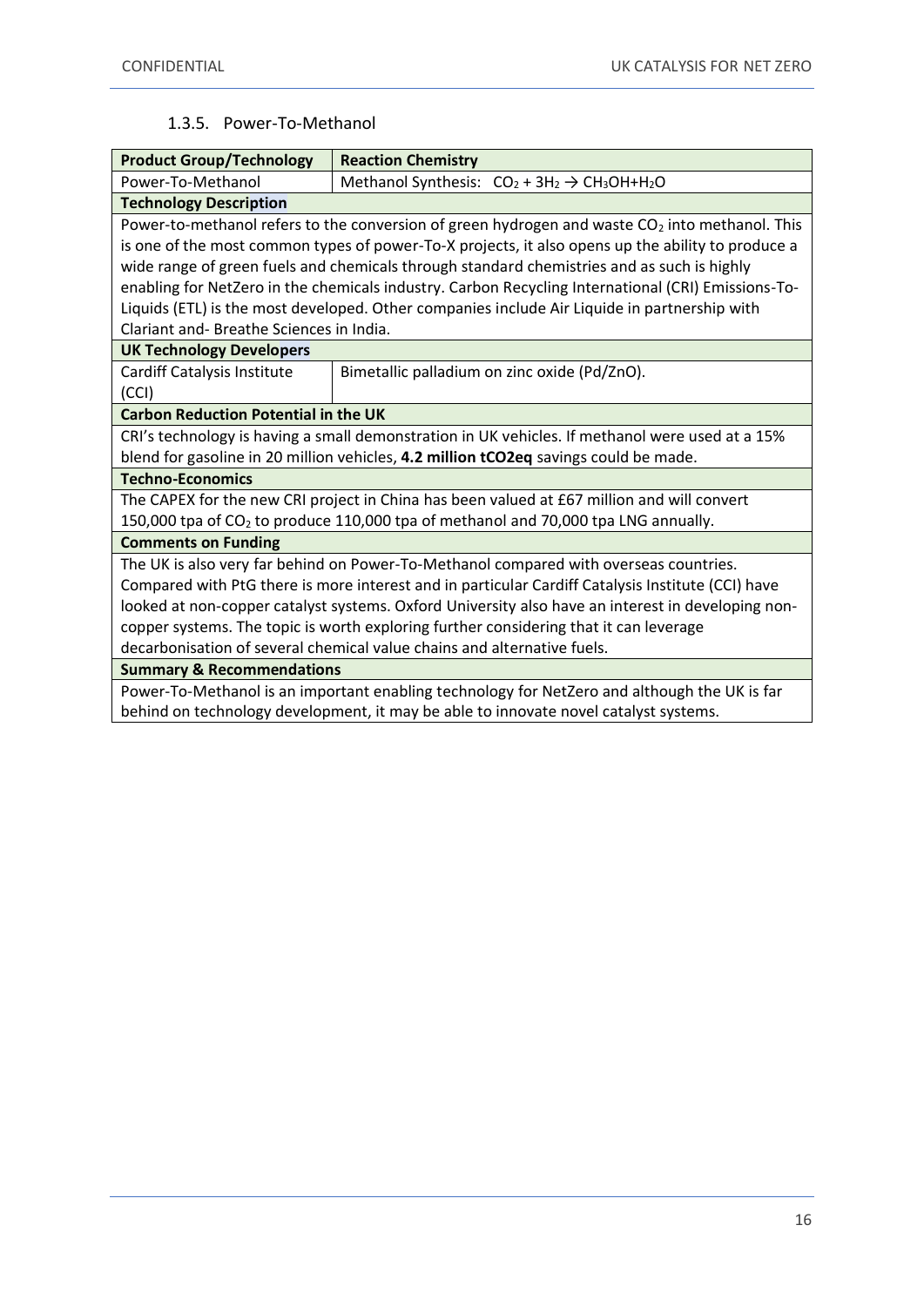### 1.3.5. Power-To-Methanol

| **Product Group/Technology** | **Reaction Chemistry** |
|---|---|
| Power-To-Methanol | Methanol Synthesis: $CO_2 + 3H_2 \rightarrow CH_3OH + H_2O$ |
| **Technology Description** | |
| Power-to-methanol refers to the conversion of green hydrogen and waste $CO_2$ into methanol. This is one of the most common types of power-To-X projects, it also opens up the ability to produce a wide range of green fuels and chemicals through standard chemistries and as such is highly enabling for NetZero in the chemicals industry. Carbon Recycling International (CRI) Emissions-To-Liquids (ETL) is the most developed. Other companies include Air Liquide in partnership with Clariant and- Breathe Sciences in India. | |
| **UK Technology Developers** | |
| Cardiff Catalysis Institute (CCI) | Bimetallic palladium on zinc oxide (Pd/ZnO). |
| **Carbon Reduction Potential in the UK** | |
| CRI's technology is having a small demonstration in UK vehicles. If methanol were used at a 15% blend for gasoline in 20 million vehicles, **4.2 million tCO2eq** savings could be made. | |
| **Techno-Economics** | |
| The CAPEX for the new CRI project in China has been valued at £67 million and will convert 150,000 tpa of $CO_2$ to produce 110,000 tpa of methanol and 70,000 tpa LNG annually. | |
| **Comments on Funding** | |
| The UK is also very far behind on Power-To-Methanol compared with overseas countries. Compared with PtG there is more interest and in particular Cardiff Catalysis Institute (CCI) have looked at non-copper catalyst systems. Oxford University also have an interest in developing non-copper systems. The topic is worth exploring further considering that it can leverage decarbonisation of several chemical value chains and alternative fuels. | |
| **Summary & Recommendations** | |
| Power-To-Methanol is an important enabling technology for NetZero and although the UK is far behind on technology development, it may be able to innovate novel catalyst systems. | |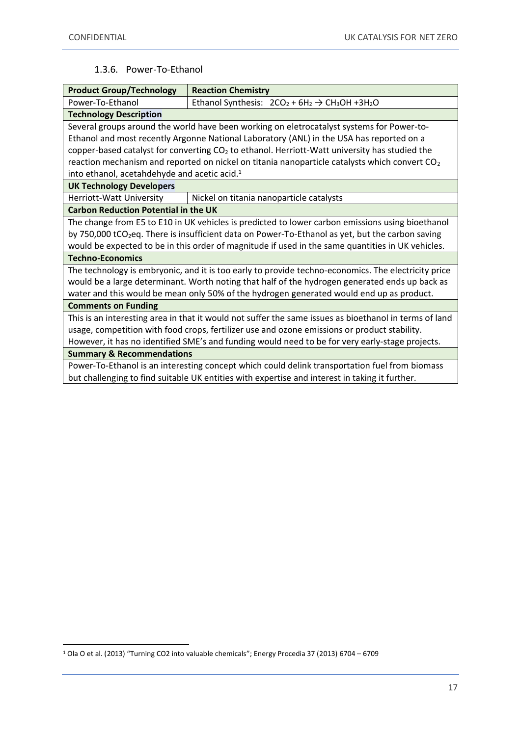### 1.3.6. Power-To-Ethanol

| Product Group/Technology | Reaction Chemistry |
|---|---|
| Power-To-Ethanol | Ethanol Synthesis: $2CO_2 + 6H_2 \rightarrow CH_3OH + 3H_2O$ |
| **Technology Description** | |
| Several groups around the world have been working on eletrocatalyst systems for Power-to-Ethanol and most recently Argonne National Laboratory (ANL) in the USA has reported on a copper-based catalyst for converting $CO_2$ to ethanol. Herriott-Watt university has studied the reaction mechanism and reported on nickel on titania nanoparticle catalysts which convert $CO_2$ into ethanol, acetahdehyde and acetic acid.[1] | |
| **UK Technology Developers** | |
| Herriott-Watt University | Nickel on titania nanoparticle catalysts |
| **Carbon Reduction Potential in the UK** | |
| The change from E5 to E10 in UK vehicles is predicted to lower carbon emissions using bioethanol by 750,000 $tCO_2eq$. There is insufficient data on Power-To-Ethanol as yet, but the carbon saving would be expected to be in this order of magnitude if used in the same quantities in UK vehicles. | |
| **Techno-Economics** | |
| The technology is embryonic, and it is too early to provide techno-economics. The electricity price would be a large determinant. Worth noting that half of the hydrogen generated ends up back as water and this would be mean only 50% of the hydrogen generated would end up as product. | |
| **Comments on Funding** | |
| This is an interesting area in that it would not suffer the same issues as bioethanol in terms of land usage, competition with food crops, fertilizer use and ozone emissions or product stability. However, it has no identified SME's and funding would need to be for very early-stage projects. | |
| **Summary & Recommendations** | |
| Power-To-Ethanol is an interesting concept which could delink transportation fuel from biomass but challenging to find suitable UK entities with expertise and interest in taking it further. | |

[1] Ola O et al. (2013) "Turning CO2 into valuable chemicals"; Energy Procedia 37 (2013) 6704 – 6709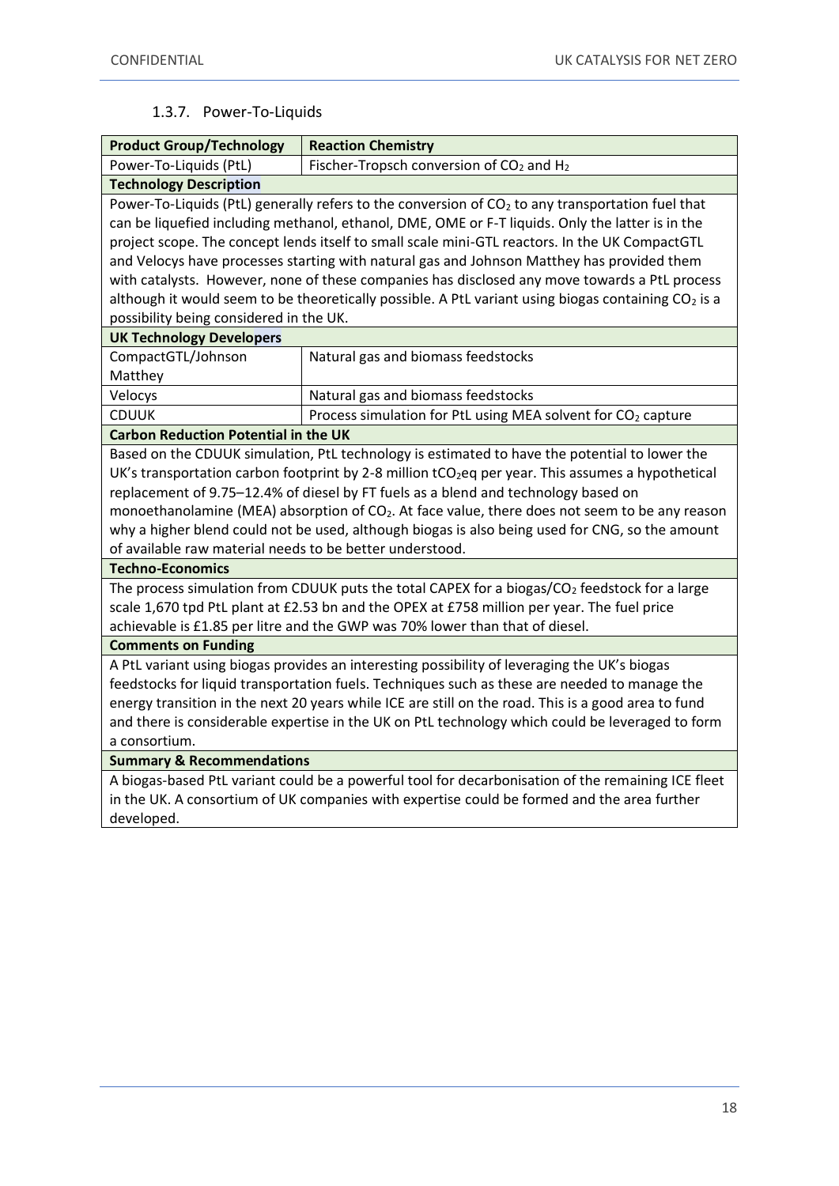### 1.3.7. Power-To-Liquids

| Product Group/Technology | Reaction Chemistry |
| --- | --- |
| Power-To-Liquids (PtL) | Fischer-Tropsch conversion of $CO_2$ and $H_2$ |
| **Technology Description** | |
| Power-To-Liquids (PtL) generally refers to the conversion of $CO_2$ to any transportation fuel that can be liquefied including methanol, ethanol, DME, OME or F-T liquids. Only the latter is in the project scope. The concept lends itself to small scale mini-GTL reactors. In the UK CompactGTL and Velocys have processes starting with natural gas and Johnson Matthey has provided them with catalysts. However, none of these companies has disclosed any move towards a PtL process although it would seem to be theoretically possible. A PtL variant using biogas containing $CO_2$ is a possibility being considered in the UK. | |
| **UK Technology Developers** | |
| CompactGTL/Johnson Matthey | Natural gas and biomass feedstocks |
| Velocys | Natural gas and biomass feedstocks |
| CDUUK | Process simulation for PtL using MEA solvent for $CO_2$ capture |
| **Carbon Reduction Potential in the UK** | |
| Based on the CDUUK simulation, PtL technology is estimated to have the potential to lower the UK's transportation carbon footprint by 2-8 million $tCO_2eq$ per year. This assumes a hypothetical replacement of 9.75–12.4% of diesel by FT fuels as a blend and technology based on monoethanolamine (MEA) absorption of $CO_2$. At face value, there does not seem to be any reason why a higher blend could not be used, although biogas is also being used for CNG, so the amount of available raw material needs to be better understood. | |
| **Techno-Economics** | |
| The process simulation from CDUUK puts the total CAPEX for a biogas/$CO_2$ feedstock for a large scale 1,670 tpd PtL plant at £2.53 bn and the OPEX at £758 million per year. The fuel price achievable is £1.85 per litre and the GWP was 70% lower than that of diesel. | |
| **Comments on Funding** | |
| A PtL variant using biogas provides an interesting possibility of leveraging the UK's biogas feedstocks for liquid transportation fuels. Techniques such as these are needed to manage the energy transition in the next 20 years while ICE are still on the road. This is a good area to fund and there is considerable expertise in the UK on PtL technology which could be leveraged to form a consortium. | |
| **Summary & Recommendations** | |
| A biogas-based PtL variant could be a powerful tool for decarbonisation of the remaining ICE fleet in the UK. A consortium of UK companies with expertise could be formed and the area further developed. | |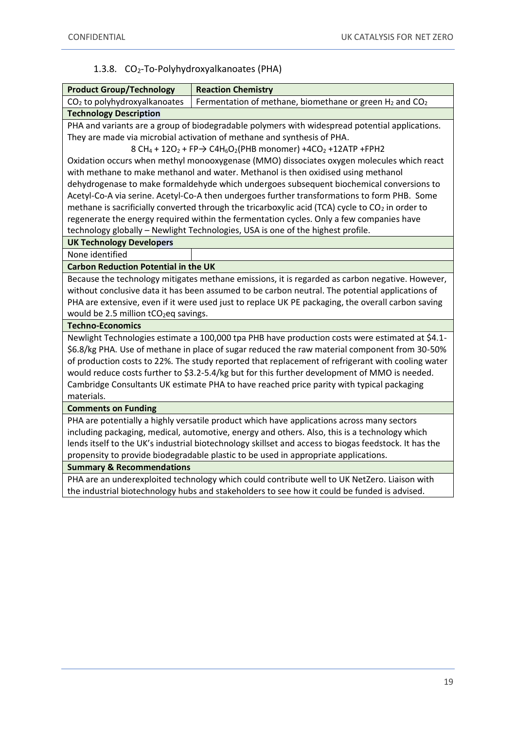### 1.3.8. $CO_2$-To-Polyhydroxyalkanoates (PHA)

| **Product Group/Technology** | **Reaction Chemistry** |
| --- | --- |
| $CO_2$ to polyhydroxyalkanoates | Fermentation of methane, biomethane or green $H_2$ and $CO_2$ |
| **Technology Description** | |
| PHA and variants are a group of biodegradable polymers with widespread potential applications. They are made via microbial activation of methane and synthesis of PHA.<br>$8\ CH_4 + 12O_2 + FP \rightarrow C4H_6O_2$(PHB monomer) $+4CO_2$ +12ATP +FPH2<br>Oxidation occurs when methyl monooxygenase (MMO) dissociates oxygen molecules which react with methane to make methanol and water. Methanol is then oxidised using methanol dehydrogenase to make formaldehyde which undergoes subsequent biochemical conversions to Acetyl-Co-A via serine. Acetyl-Co-A then undergoes further transformations to form PHB. Some methane is sacrificially converted through the tricarboxylic acid (TCA) cycle to $CO_2$ in order to regenerate the energy required within the fermentation cycles. Only a few companies have technology globally – Newlight Technologies, USA is one of the highest profile. | |
| **UK Technology Developers** | |
| None identified | |
| **Carbon Reduction Potential in the UK** | |
| Because the technology mitigates methane emissions, it is regarded as carbon negative. However, without conclusive data it has been assumed to be carbon neutral. The potential applications of PHA are extensive, even if it were used just to replace UK PE packaging, the overall carbon saving would be 2.5 million $tCO_2$eq savings. | |
| **Techno-Economics** | |
| Newlight Technologies estimate a 100,000 tpa PHB have production costs were estimated at \$4.1-\$6.8/kg PHA. Use of methane in place of sugar reduced the raw material component from 30-50% of production costs to 22%. The study reported that replacement of refrigerant with cooling water would reduce costs further to \$3.2-5.4/kg but for this further development of MMO is needed. Cambridge Consultants UK estimate PHA to have reached price parity with typical packaging materials. | |
| **Comments on Funding** | |
| PHA are potentially a highly versatile product which have applications across many sectors including packaging, medical, automotive, energy and others. Also, this is a technology which lends itself to the UK's industrial biotechnology skillset and access to biogas feedstock. It has the propensity to provide biodegradable plastic to be used in appropriate applications. | |
| **Summary & Recommendations** | |
| PHA are an underexploited technology which could contribute well to UK NetZero. Liaison with the industrial biotechnology hubs and stakeholders to see how it could be funded is advised. | |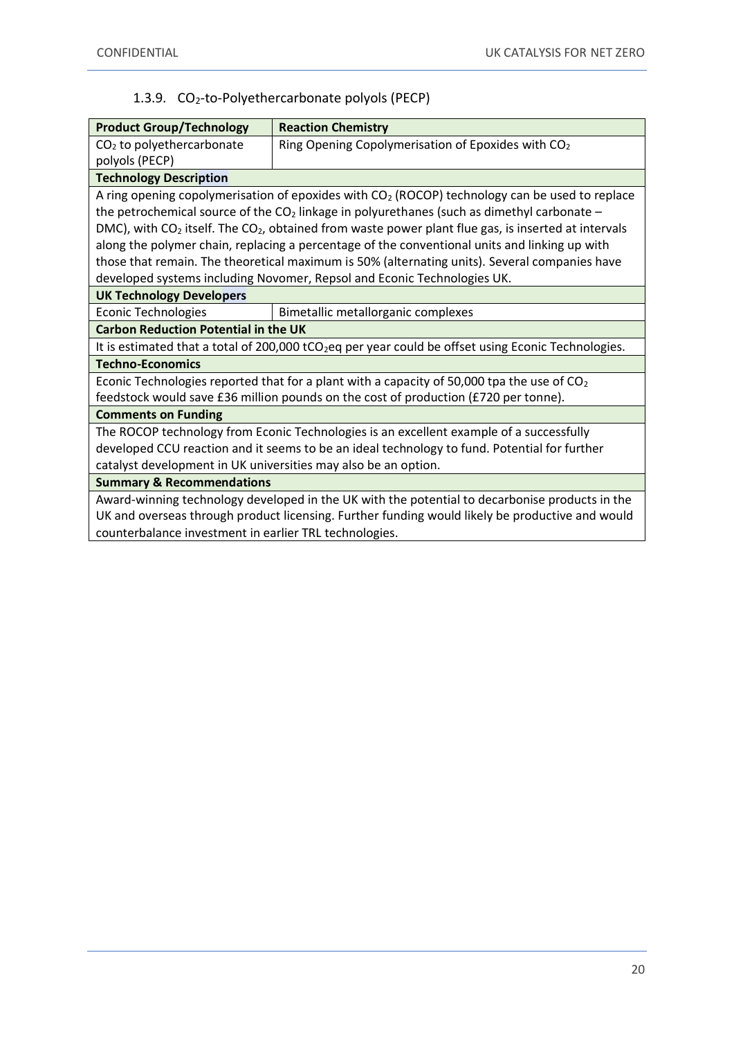### 1.3.9. $CO_2$-to-Polyethercarbonate polyols (PECP)

| Product Group/Technology | Reaction Chemistry |
|---|---|
| $CO_2$ to polyethercarbonate polyols (PECP) | Ring Opening Copolymerisation of Epoxides with $CO_2$ |
| **Technology Description** | |
| A ring opening copolymerisation of epoxides with $CO_2$ (ROCOP) technology can be used to replace the petrochemical source of the $CO_2$ linkage in polyurethanes (such as dimethyl carbonate – DMC), with $CO_2$ itself. The $CO_2$, obtained from waste power plant flue gas, is inserted at intervals along the polymer chain, replacing a percentage of the conventional units and linking up with those that remain. The theoretical maximum is 50% (alternating units). Several companies have developed systems including Novomer, Repsol and Econic Technologies UK. | |
| **UK Technology Developers** | |
| Econic Technologies | Bimetallic metallorganic complexes |
| **Carbon Reduction Potential in the UK** | |
| It is estimated that a total of 200,000 $tCO_2eq$ per year could be offset using Econic Technologies. | |
| **Techno-Economics** | |
| Econic Technologies reported that for a plant with a capacity of 50,000 tpa the use of $CO_2$ feedstock would save £36 million pounds on the cost of production (£720 per tonne). | |
| **Comments on Funding** | |
| The ROCOP technology from Econic Technologies is an excellent example of a successfully developed CCU reaction and it seems to be an ideal technology to fund. Potential for further catalyst development in UK universities may also be an option. | |
| **Summary & Recommendations** | |
| Award-winning technology developed in the UK with the potential to decarbonise products in the UK and overseas through product licensing. Further funding would likely be productive and would counterbalance investment in earlier TRL technologies. | |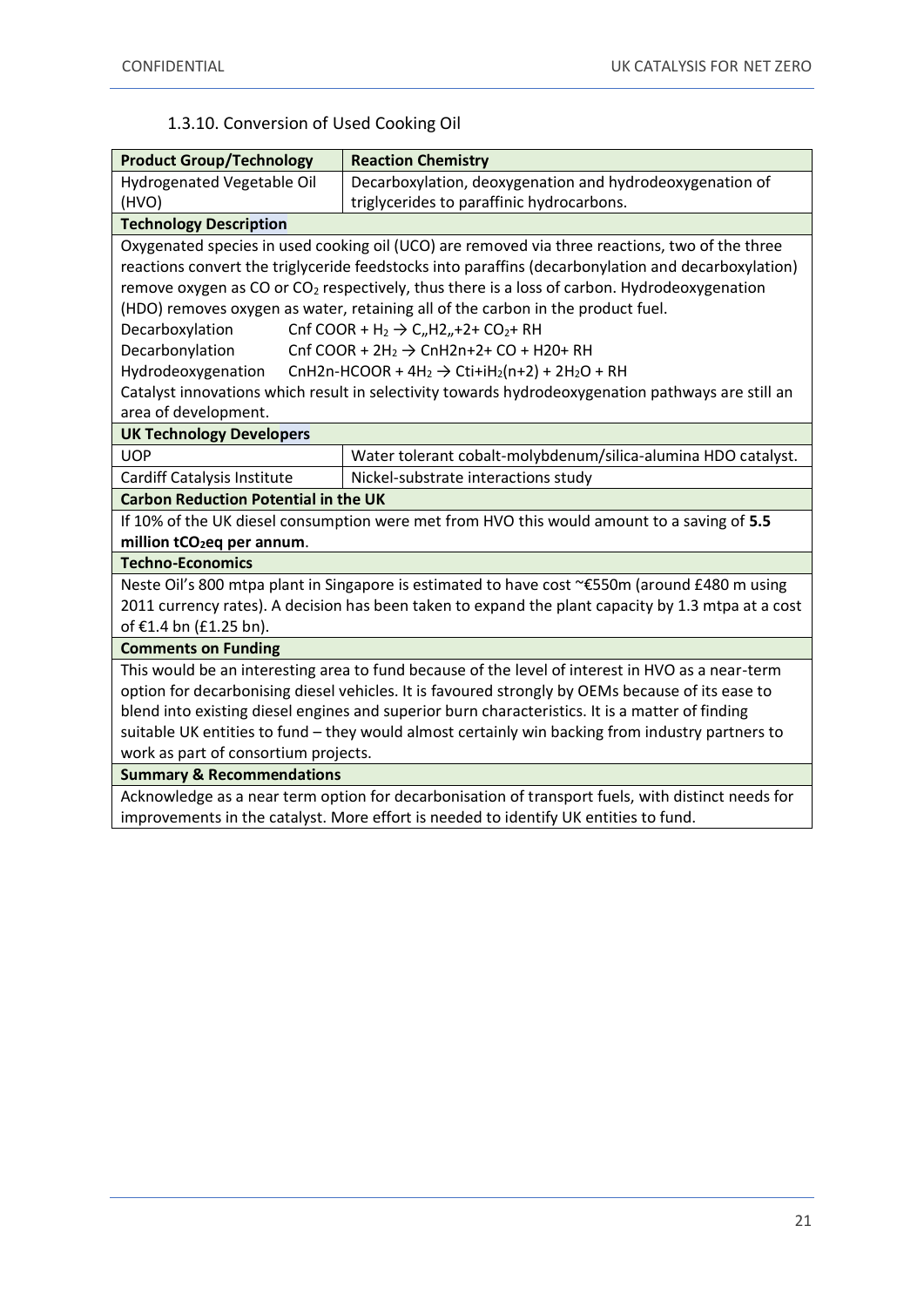### 1.3.10. Conversion of Used Cooking Oil

| Product Group/Technology | Reaction Chemistry |
|---|---|
| Hydrogenated Vegetable Oil (HVO) | Decarboxylation, deoxygenation and hydrodeoxygenation of triglycerides to paraffinic hydrocarbons. |
| **Technology Description** | |
| Oxygenated species in used cooking oil (UCO) are removed via three reactions, two of the three reactions convert the triglyceride feedstocks into paraffins (decarbonylation and decarboxylation) remove oxygen as CO or $CO_2$ respectively, thus there is a loss of carbon. Hydrodeoxygenation (HDO) removes oxygen as water, retaining all of the carbon in the product fuel.<br>Decarboxylation Cnf COOR + $H_2$ → C„H2„+2+ $CO_2$+ RH<br>Decarbonylation Cnf COOR + $2H_2$ → CnH2n+2+ CO + H20+ RH<br>Hydrodeoxygenation CnH2n-HCOOR + $4H_2$ → Cti+i$H_2$(n+2) + $2H_2O$ + RH<br>Catalyst innovations which result in selectivity towards hydrodeoxygenation pathways are still an area of development. | |
| **UK Technology Developers** | |
| UOP | Water tolerant cobalt-molybdenum/silica-alumina HDO catalyst. |
| Cardiff Catalysis Institute | Nickel-substrate interactions study |
| **Carbon Reduction Potential in the UK** | |
| If 10% of the UK diesel consumption were met from HVO this would amount to a saving of **5.5 million t$CO_2$eq per annum**. | |
| **Techno-Economics** | |
| Neste Oil's 800 mtpa plant in Singapore is estimated to have cost ~€550m (around £480 m using 2011 currency rates). A decision has been taken to expand the plant capacity by 1.3 mtpa at a cost of €1.4 bn (£1.25 bn). | |
| **Comments on Funding** | |
| This would be an interesting area to fund because of the level of interest in HVO as a near-term option for decarbonising diesel vehicles. It is favoured strongly by OEMs because of its ease to blend into existing diesel engines and superior burn characteristics. It is a matter of finding suitable UK entities to fund – they would almost certainly win backing from industry partners to work as part of consortium projects. | |
| **Summary & Recommendations** | |
| Acknowledge as a near term option for decarbonisation of transport fuels, with distinct needs for improvements in the catalyst. More effort is needed to identify UK entities to fund. | |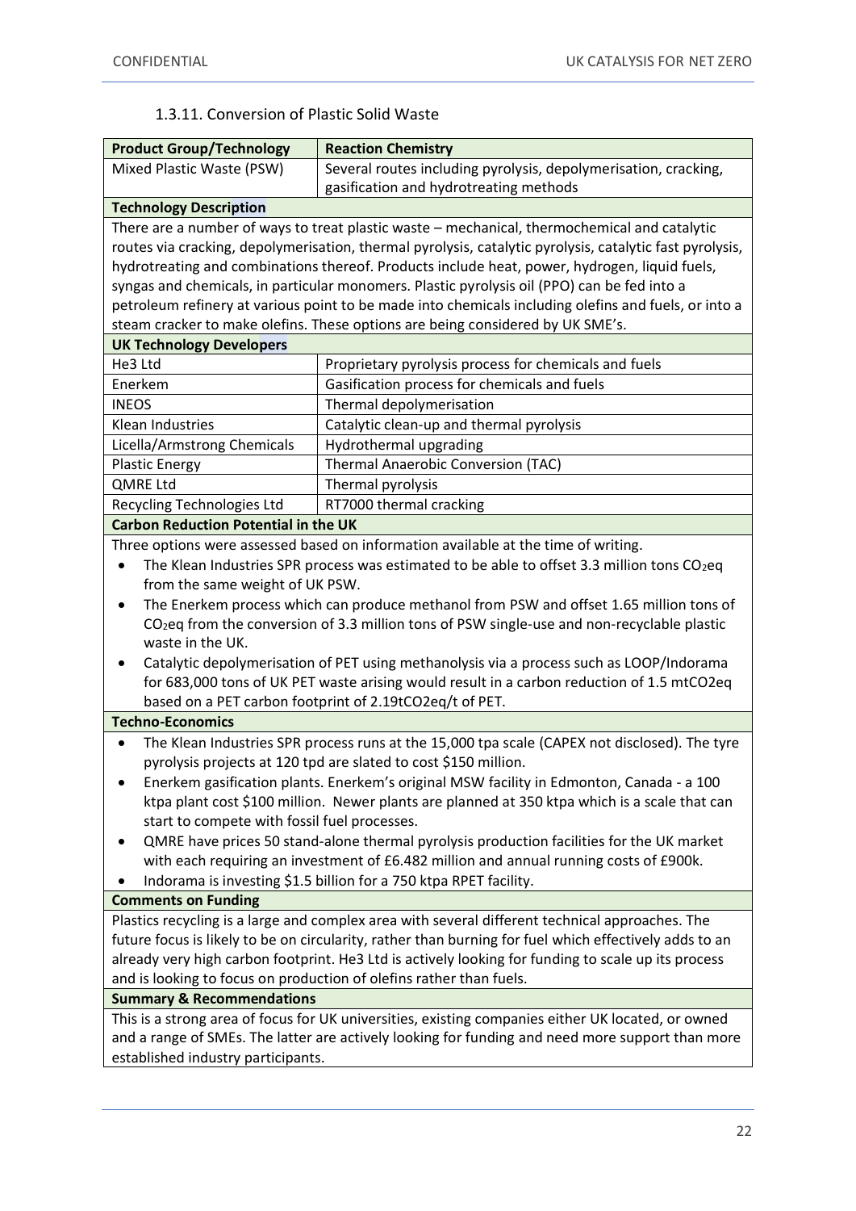### 1.3.11. Conversion of Plastic Solid Waste

| **Product Group/Technology** | **Reaction Chemistry** |
|---|---|
| Mixed Plastic Waste (PSW) | Several routes including pyrolysis, depolymerisation, cracking, gasification and hydrotreating methods |

**Technology Description**

There are a number of ways to treat plastic waste – mechanical, thermochemical and catalytic routes via cracking, depolymerisation, thermal pyrolysis, catalytic pyrolysis, catalytic fast pyrolysis, hydrotreating and combinations thereof. Products include heat, power, hydrogen, liquid fuels, syngas and chemicals, in particular monomers. Plastic pyrolysis oil (PPO) can be fed into a petroleum refinery at various point to be made into chemicals including olefins and fuels, or into a steam cracker to make olefins. These options are being considered by UK SME's.

**UK Technology Developers**

| | |
|---|---|
| He3 Ltd | Proprietary pyrolysis process for chemicals and fuels |
| Enerkem | Gasification process for chemicals and fuels |
| INEOS | Thermal depolymerisation |
| Klean Industries | Catalytic clean-up and thermal pyrolysis |
| Licella/Armstrong Chemicals | Hydrothermal upgrading |
| Plastic Energy | Thermal Anaerobic Conversion (TAC) |
| QMRE Ltd | Thermal pyrolysis |
| Recycling Technologies Ltd | RT7000 thermal cracking |

**Carbon Reduction Potential in the UK**

Three options were assessed based on information available at the time of writing.

- The Klean Industries SPR process was estimated to be able to offset 3.3 million tons $CO_2$eq from the same weight of UK PSW.
- The Enerkem process which can produce methanol from PSW and offset 1.65 million tons of $CO_2$eq from the conversion of 3.3 million tons of PSW single-use and non-recyclable plastic waste in the UK.
- Catalytic depolymerisation of PET using methanolysis via a process such as LOOP/Indorama for 683,000 tons of UK PET waste arising would result in a carbon reduction of 1.5 mtCO2eq based on a PET carbon footprint of 2.19tCO2eq/t of PET.

**Techno-Economics**

- The Klean Industries SPR process runs at the 15,000 tpa scale (CAPEX not disclosed). The tyre pyrolysis projects at 120 tpd are slated to cost $150 million.
- Enerkem gasification plants. Enerkem's original MSW facility in Edmonton, Canada - a 100 ktpa plant cost $100 million. Newer plants are planned at 350 ktpa which is a scale that can start to compete with fossil fuel processes.
- QMRE have prices 50 stand-alone thermal pyrolysis production facilities for the UK market with each requiring an investment of £6.482 million and annual running costs of £900k.
- Indorama is investing $1.5 billion for a 750 ktpa RPET facility.

**Comments on Funding**

Plastics recycling is a large and complex area with several different technical approaches. The future focus is likely to be on circularity, rather than burning for fuel which effectively adds to an already very high carbon footprint. He3 Ltd is actively looking for funding to scale up its process and is looking to focus on production of olefins rather than fuels.

**Summary & Recommendations**

This is a strong area of focus for UK universities, existing companies either UK located, or owned and a range of SMEs. The latter are actively looking for funding and need more support than more established industry participants.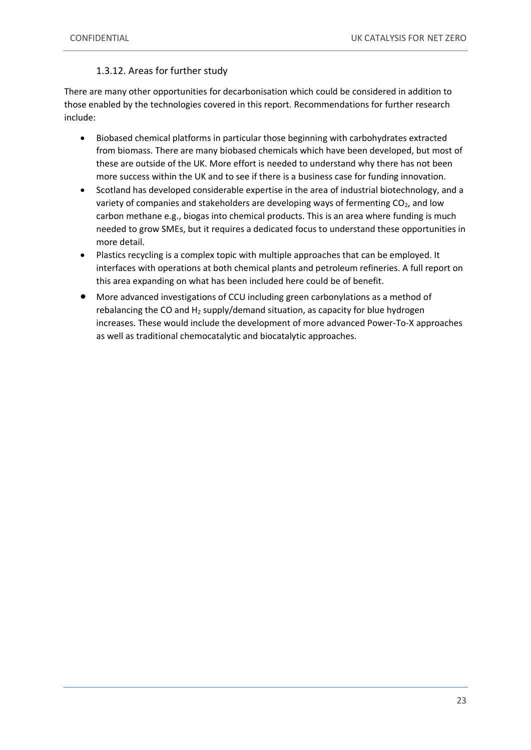### 1.3.12. Areas for further study

There are many other opportunities for decarbonisation which could be considered in addition to those enabled by the technologies covered in this report. Recommendations for further research include:

- Biobased chemical platforms in particular those beginning with carbohydrates extracted from biomass. There are many biobased chemicals which have been developed, but most of these are outside of the UK. More effort is needed to understand why there has not been more success within the UK and to see if there is a business case for funding innovation.
- Scotland has developed considerable expertise in the area of industrial biotechnology, and a variety of companies and stakeholders are developing ways of fermenting $CO_2$, and low carbon methane e.g., biogas into chemical products. This is an area where funding is much needed to grow SMEs, but it requires a dedicated focus to understand these opportunities in more detail.
- Plastics recycling is a complex topic with multiple approaches that can be employed. It interfaces with operations at both chemical plants and petroleum refineries. A full report on this area expanding on what has been included here could be of benefit.
- More advanced investigations of CCU including green carbonylations as a method of rebalancing the CO and $H_2$ supply/demand situation, as capacity for blue hydrogen increases. These would include the development of more advanced Power-To-X approaches as well as traditional chemocatalytic and biocatalytic approaches.